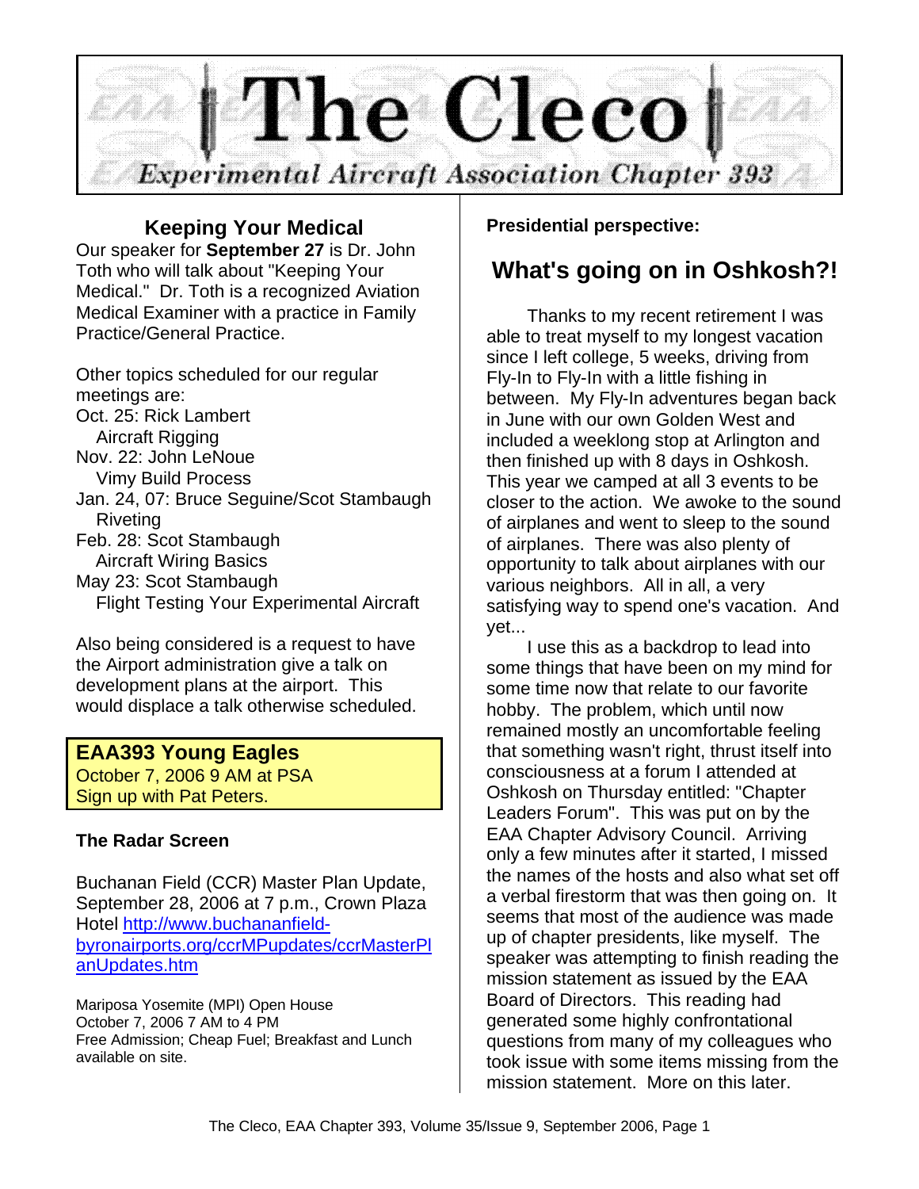# The Cleco

*Experimental Aircraft Association Chapter 393*

## Keeping Your Medical

Our speaker for **September 27** is Dr. John Toth who will talk about "Keeping Your Medical." Dr. Toth is a recognized Aviation Medical Examiner with a practice in Family Practice/General Practice.

Other topics scheduled for our regular meetings are:

Oct. 25: Rick Lambert
  Aircraft Rigging
Nov. 22: John LeNoue
  Vimy Build Process
Jan. 24, 07: Bruce Seguine/Scot Stambaugh
  Riveting
Feb. 28: Scot Stambaugh
  Aircraft Wiring Basics
May 23: Scot Stambaugh
  Flight Testing Your Experimental Aircraft

Also being considered is a request to have the Airport administration give a talk on development plans at the airport. This would displace a talk otherwise scheduled.

**EAA393 Young Eagles**
October 7, 2006 9 AM at PSA
Sign up with Pat Peters.

### The Radar Screen

Buchanan Field (CCR) Master Plan Update, September 28, 2006 at 7 p.m., Crown Plaza Hotel http://www.buchananfield-byronairports.org/ccrMPupdates/ccrMasterPlanUpdates.htm

Mariposa Yosemite (MPI) Open House
October 7, 2006 7 AM to 4 PM
Free Admission; Cheap Fuel; Breakfast and Lunch available on site.

**Presidential perspective:**

## What's going on in Oshkosh?!

Thanks to my recent retirement I was able to treat myself to my longest vacation since I left college, 5 weeks, driving from Fly-In to Fly-In with a little fishing in between. My Fly-In adventures began back in June with our own Golden West and included a weeklong stop at Arlington and then finished up with 8 days in Oshkosh. This year we camped at all 3 events to be closer to the action. We awoke to the sound of airplanes and went to sleep to the sound of airplanes. There was also plenty of opportunity to talk about airplanes with our various neighbors. All in all, a very satisfying way to spend one's vacation. And yet...

I use this as a backdrop to lead into some things that have been on my mind for some time now that relate to our favorite hobby. The problem, which until now remained mostly an uncomfortable feeling that something wasn't right, thrust itself into consciousness at a forum I attended at Oshkosh on Thursday entitled: "Chapter Leaders Forum". This was put on by the EAA Chapter Advisory Council. Arriving only a few minutes after it started, I missed the names of the hosts and also what set off a verbal firestorm that was then going on. It seems that most of the audience was made up of chapter presidents, like myself. The speaker was attempting to finish reading the mission statement as issued by the EAA Board of Directors. This reading had generated some highly confrontational questions from many of my colleagues who took issue with some items missing from the mission statement. More on this later.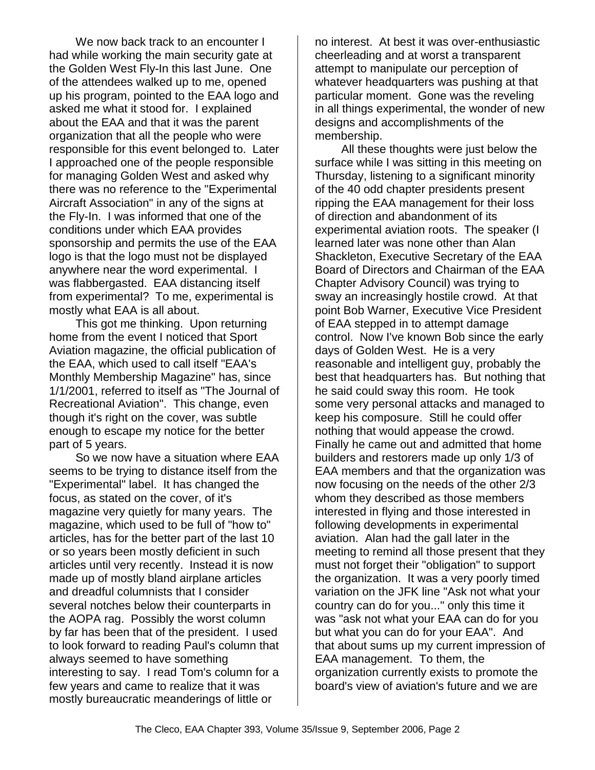We now back track to an encounter I had while working the main security gate at the Golden West Fly-In this last June. One of the attendees walked up to me, opened up his program, pointed to the EAA logo and asked me what it stood for. I explained about the EAA and that it was the parent organization that all the people who were responsible for this event belonged to. Later I approached one of the people responsible for managing Golden West and asked why there was no reference to the "Experimental Aircraft Association" in any of the signs at the Fly-In. I was informed that one of the conditions under which EAA provides sponsorship and permits the use of the EAA logo is that the logo must not be displayed anywhere near the word experimental. I was flabbergasted. EAA distancing itself from experimental? To me, experimental is mostly what EAA is all about.

This got me thinking. Upon returning home from the event I noticed that Sport Aviation magazine, the official publication of the EAA, which used to call itself "EAA's Monthly Membership Magazine" has, since 1/1/2001, referred to itself as "The Journal of Recreational Aviation". This change, even though it's right on the cover, was subtle enough to escape my notice for the better part of 5 years.

So we now have a situation where EAA seems to be trying to distance itself from the "Experimental" label. It has changed the focus, as stated on the cover, of it's magazine very quietly for many years. The magazine, which used to be full of "how to" articles, has for the better part of the last 10 or so years been mostly deficient in such articles until very recently. Instead it is now made up of mostly bland airplane articles and dreadful columnists that I consider several notches below their counterparts in the AOPA rag. Possibly the worst column by far has been that of the president. I used to look forward to reading Paul's column that always seemed to have something interesting to say. I read Tom's column for a few years and came to realize that it was mostly bureaucratic meanderings of little or no interest. At best it was over-enthusiastic cheerleading and at worst a transparent attempt to manipulate our perception of whatever headquarters was pushing at that particular moment. Gone was the reveling in all things experimental, the wonder of new designs and accomplishments of the membership.

All these thoughts were just below the surface while I was sitting in this meeting on Thursday, listening to a significant minority of the 40 odd chapter presidents present ripping the EAA management for their loss of direction and abandonment of its experimental aviation roots. The speaker (I learned later was none other than Alan Shackleton, Executive Secretary of the EAA Board of Directors and Chairman of the EAA Chapter Advisory Council) was trying to sway an increasingly hostile crowd. At that point Bob Warner, Executive Vice President of EAA stepped in to attempt damage control. Now I've known Bob since the early days of Golden West. He is a very reasonable and intelligent guy, probably the best that headquarters has. But nothing that he said could sway this room. He took some very personal attacks and managed to keep his composure. Still he could offer nothing that would appease the crowd. Finally he came out and admitted that home builders and restorers made up only 1/3 of EAA members and that the organization was now focusing on the needs of the other 2/3 whom they described as those members interested in flying and those interested in following developments in experimental aviation. Alan had the gall later in the meeting to remind all those present that they must not forget their "obligation" to support the organization. It was a very poorly timed variation on the JFK line "Ask not what your country can do for you..." only this time it was "ask not what your EAA can do for you but what you can do for your EAA". And that about sums up my current impression of EAA management. To them, the organization currently exists to promote the board's view of aviation's future and we are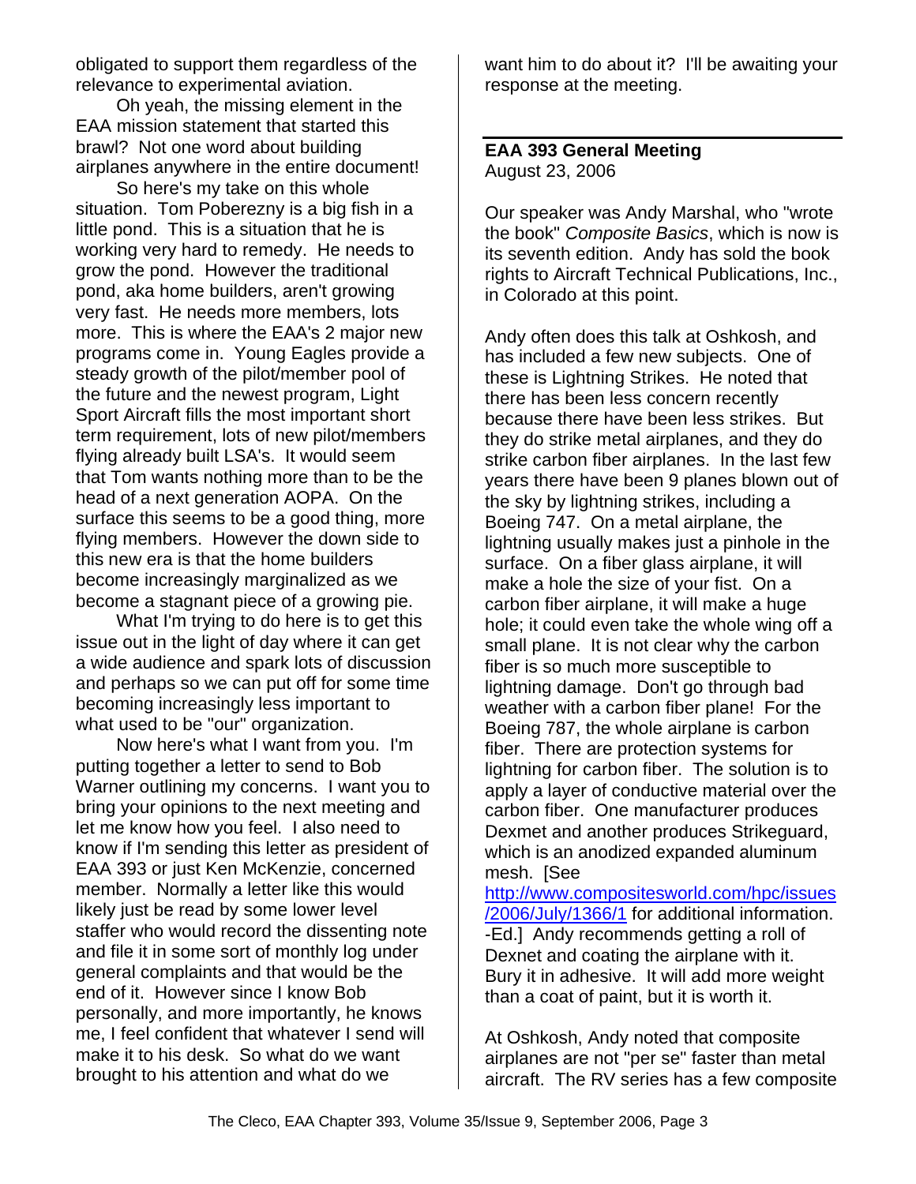obligated to support them regardless of the relevance to experimental aviation.

Oh yeah, the missing element in the EAA mission statement that started this brawl? Not one word about building airplanes anywhere in the entire document!

So here's my take on this whole situation. Tom Poberezny is a big fish in a little pond. This is a situation that he is working very hard to remedy. He needs to grow the pond. However the traditional pond, aka home builders, aren't growing very fast. He needs more members, lots more. This is where the EAA's 2 major new programs come in. Young Eagles provide a steady growth of the pilot/member pool of the future and the newest program, Light Sport Aircraft fills the most important short term requirement, lots of new pilot/members flying already built LSA's. It would seem that Tom wants nothing more than to be the head of a next generation AOPA. On the surface this seems to be a good thing, more flying members. However the down side to this new era is that the home builders become increasingly marginalized as we become a stagnant piece of a growing pie.

What I'm trying to do here is to get this issue out in the light of day where it can get a wide audience and spark lots of discussion and perhaps so we can put off for some time becoming increasingly less important to what used to be "our" organization.

Now here's what I want from you. I'm putting together a letter to send to Bob Warner outlining my concerns. I want you to bring your opinions to the next meeting and let me know how you feel. I also need to know if I'm sending this letter as president of EAA 393 or just Ken McKenzie, concerned member. Normally a letter like this would likely just be read by some lower level staffer who would record the dissenting note and file it in some sort of monthly log under general complaints and that would be the end of it. However since I know Bob personally, and more importantly, he knows me, I feel confident that whatever I send will make it to his desk. So what do we want brought to his attention and what do we want him to do about it? I'll be awaiting your response at the meeting.

**EAA 393 General Meeting**
August 23, 2006

Our speaker was Andy Marshal, who "wrote the book" *Composite Basics*, which is now is its seventh edition. Andy has sold the book rights to Aircraft Technical Publications, Inc., in Colorado at this point.

Andy often does this talk at Oshkosh, and has included a few new subjects. One of these is Lightning Strikes. He noted that there has been less concern recently because there have been less strikes. But they do strike metal airplanes, and they do strike carbon fiber airplanes. In the last few years there have been 9 planes blown out of the sky by lightning strikes, including a Boeing 747. On a metal airplane, the lightning usually makes just a pinhole in the surface. On a fiber glass airplane, it will make a hole the size of your fist. On a carbon fiber airplane, it will make a huge hole; it could even take the whole wing off a small plane. It is not clear why the carbon fiber is so much more susceptible to lightning damage. Don't go through bad weather with a carbon fiber plane! For the Boeing 787, the whole airplane is carbon fiber. There are protection systems for lightning for carbon fiber. The solution is to apply a layer of conductive material over the carbon fiber. One manufacturer produces Dexmet and another produces Strikeguard, which is an anodized expanded aluminum mesh. [See http://www.compositesworld.com/hpc/issues/2006/July/1366/1 for additional information. -Ed.] Andy recommends getting a roll of Dexnet and coating the airplane with it. Bury it in adhesive. It will add more weight than a coat of paint, but it is worth it.

At Oshkosh, Andy noted that composite airplanes are not "per se" faster than metal aircraft. The RV series has a few composite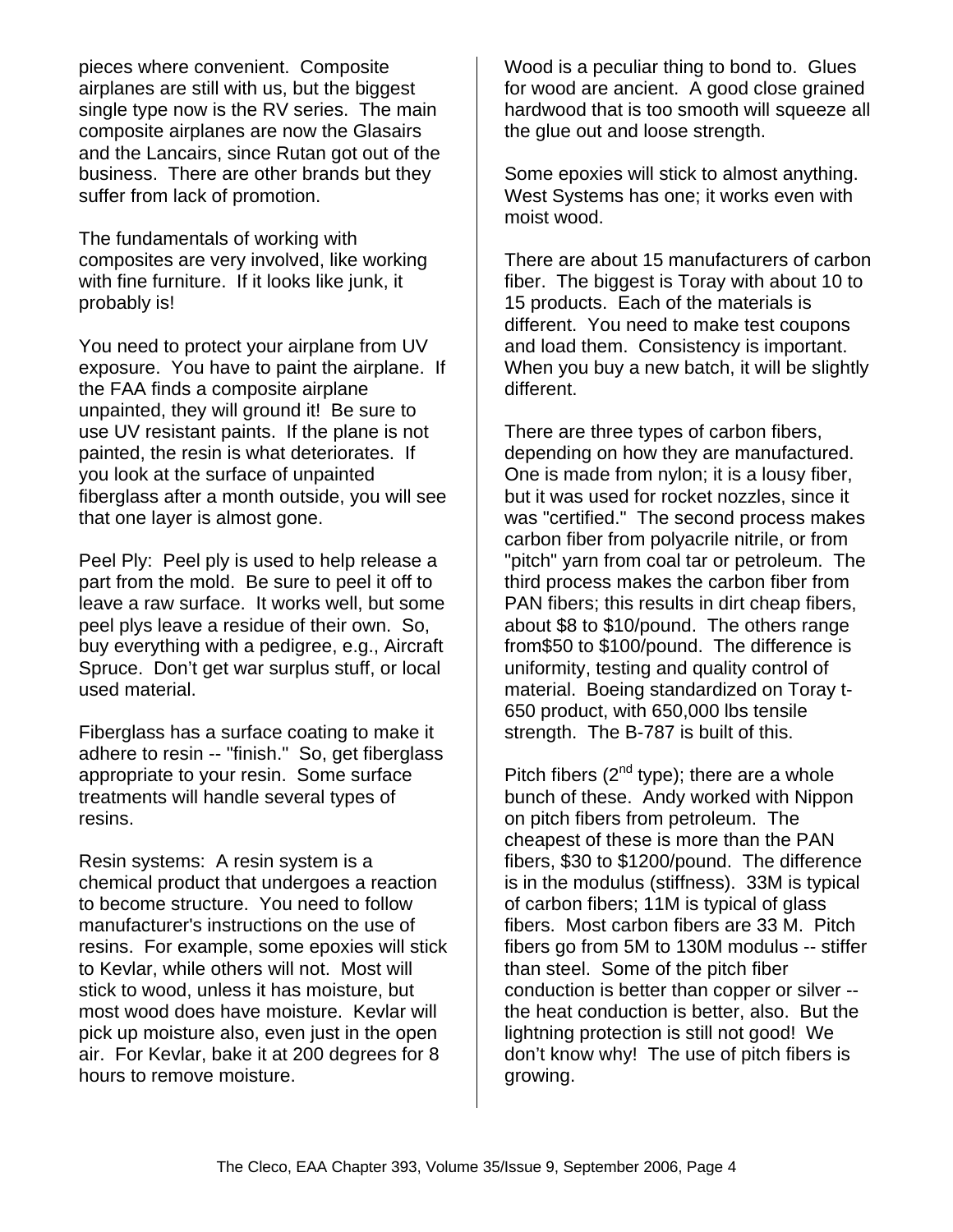pieces where convenient. Composite airplanes are still with us, but the biggest single type now is the RV series. The main composite airplanes are now the Glasairs and the Lancairs, since Rutan got out of the business. There are other brands but they suffer from lack of promotion.

The fundamentals of working with composites are very involved, like working with fine furniture. If it looks like junk, it probably is!

You need to protect your airplane from UV exposure. You have to paint the airplane. If the FAA finds a composite airplane unpainted, they will ground it! Be sure to use UV resistant paints. If the plane is not painted, the resin is what deteriorates. If you look at the surface of unpainted fiberglass after a month outside, you will see that one layer is almost gone.

Peel Ply: Peel ply is used to help release a part from the mold. Be sure to peel it off to leave a raw surface. It works well, but some peel plys leave a residue of their own. So, buy everything with a pedigree, e.g., Aircraft Spruce. Don't get war surplus stuff, or local used material.

Fiberglass has a surface coating to make it adhere to resin -- "finish." So, get fiberglass appropriate to your resin. Some surface treatments will handle several types of resins.

Resin systems: A resin system is a chemical product that undergoes a reaction to become structure. You need to follow manufacturer's instructions on the use of resins. For example, some epoxies will stick to Kevlar, while others will not. Most will stick to wood, unless it has moisture, but most wood does have moisture. Kevlar will pick up moisture also, even just in the open air. For Kevlar, bake it at 200 degrees for 8 hours to remove moisture.

Wood is a peculiar thing to bond to. Glues for wood are ancient. A good close grained hardwood that is too smooth will squeeze all the glue out and loose strength.

Some epoxies will stick to almost anything. West Systems has one; it works even with moist wood.

There are about 15 manufacturers of carbon fiber. The biggest is Toray with about 10 to 15 products. Each of the materials is different. You need to make test coupons and load them. Consistency is important. When you buy a new batch, it will be slightly different.

There are three types of carbon fibers, depending on how they are manufactured. One is made from nylon; it is a lousy fiber, but it was used for rocket nozzles, since it was "certified." The second process makes carbon fiber from polyacrile nitrile, or from "pitch" yarn from coal tar or petroleum. The third process makes the carbon fiber from PAN fibers; this results in dirt cheap fibers, about $8 to $10/pound. The others range from$50 to $100/pound. The difference is uniformity, testing and quality control of material. Boeing standardized on Toray t-650 product, with 650,000 lbs tensile strength. The B-787 is built of this.

Pitch fibers (2$^{nd}$ type); there are a whole bunch of these. Andy worked with Nippon on pitch fibers from petroleum. The cheapest of these is more than the PAN fibers, $30 to $1200/pound. The difference is in the modulus (stiffness). 33M is typical of carbon fibers; 11M is typical of glass fibers. Most carbon fibers are 33 M. Pitch fibers go from 5M to 130M modulus -- stiffer than steel. Some of the pitch fiber conduction is better than copper or silver -- the heat conduction is better, also. But the lightning protection is still not good! We don't know why! The use of pitch fibers is growing.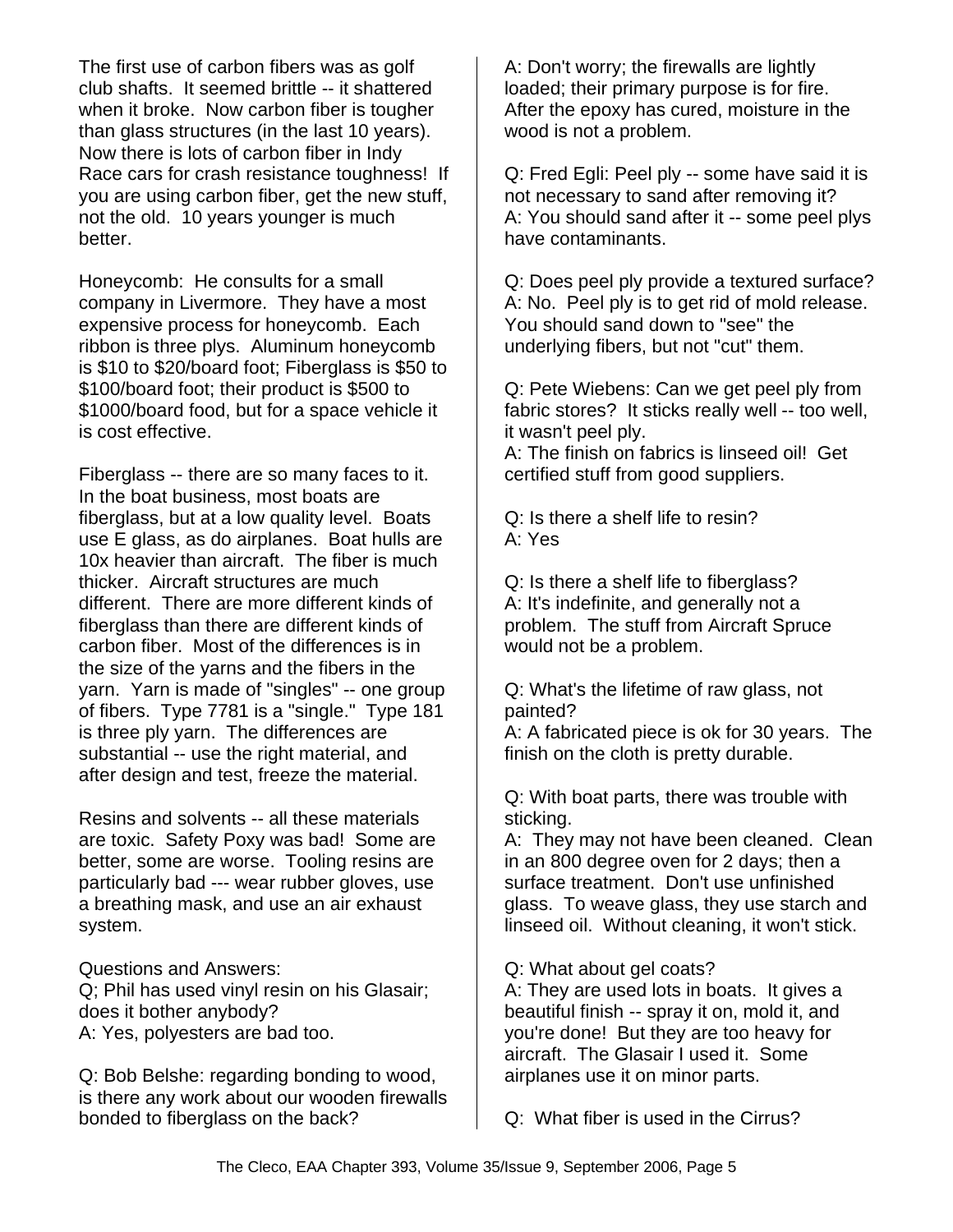The first use of carbon fibers was as golf club shafts. It seemed brittle -- it shattered when it broke. Now carbon fiber is tougher than glass structures (in the last 10 years). Now there is lots of carbon fiber in Indy Race cars for crash resistance toughness! If you are using carbon fiber, get the new stuff, not the old. 10 years younger is much better.

Honeycomb: He consults for a small company in Livermore. They have a most expensive process for honeycomb. Each ribbon is three plys. Aluminum honeycomb is $10 to $20/board foot; Fiberglass is $50 to $100/board foot; their product is $500 to $1000/board food, but for a space vehicle it is cost effective.

Fiberglass -- there are so many faces to it. In the boat business, most boats are fiberglass, but at a low quality level. Boats use E glass, as do airplanes. Boat hulls are 10x heavier than aircraft. The fiber is much thicker. Aircraft structures are much different. There are more different kinds of fiberglass than there are different kinds of carbon fiber. Most of the differences is in the size of the yarns and the fibers in the yarn. Yarn is made of "singles" -- one group of fibers. Type 7781 is a "single." Type 181 is three ply yarn. The differences are substantial -- use the right material, and after design and test, freeze the material.

Resins and solvents -- all these materials are toxic. Safety Poxy was bad! Some are better, some are worse. Tooling resins are particularly bad --- wear rubber gloves, use a breathing mask, and use an air exhaust system.

Questions and Answers:

Q; Phil has used vinyl resin on his Glasair; does it bother anybody?
A: Yes, polyesters are bad too.

Q: Bob Belshe: regarding bonding to wood, is there any work about our wooden firewalls bonded to fiberglass on the back?
A: Don't worry; the firewalls are lightly loaded; their primary purpose is for fire. After the epoxy has cured, moisture in the wood is not a problem.

Q: Fred Egli: Peel ply -- some have said it is not necessary to sand after removing it?
A: You should sand after it -- some peel plys have contaminants.

Q: Does peel ply provide a textured surface?
A: No. Peel ply is to get rid of mold release. You should sand down to "see" the underlying fibers, but not "cut" them.

Q: Pete Wiebens: Can we get peel ply from fabric stores? It sticks really well -- too well, it wasn't peel ply.
A: The finish on fabrics is linseed oil! Get certified stuff from good suppliers.

Q: Is there a shelf life to resin?
A: Yes

Q: Is there a shelf life to fiberglass?
A: It's indefinite, and generally not a problem. The stuff from Aircraft Spruce would not be a problem.

Q: What's the lifetime of raw glass, not painted?
A: A fabricated piece is ok for 30 years. The finish on the cloth is pretty durable.

Q: With boat parts, there was trouble with sticking.
A: They may not have been cleaned. Clean in an 800 degree oven for 2 days; then a surface treatment. Don't use unfinished glass. To weave glass, they use starch and linseed oil. Without cleaning, it won't stick.

Q: What about gel coats?
A: They are used lots in boats. It gives a beautiful finish -- spray it on, mold it, and you're done! But they are too heavy for aircraft. The Glasair I used it. Some airplanes use it on minor parts.

Q: What fiber is used in the Cirrus?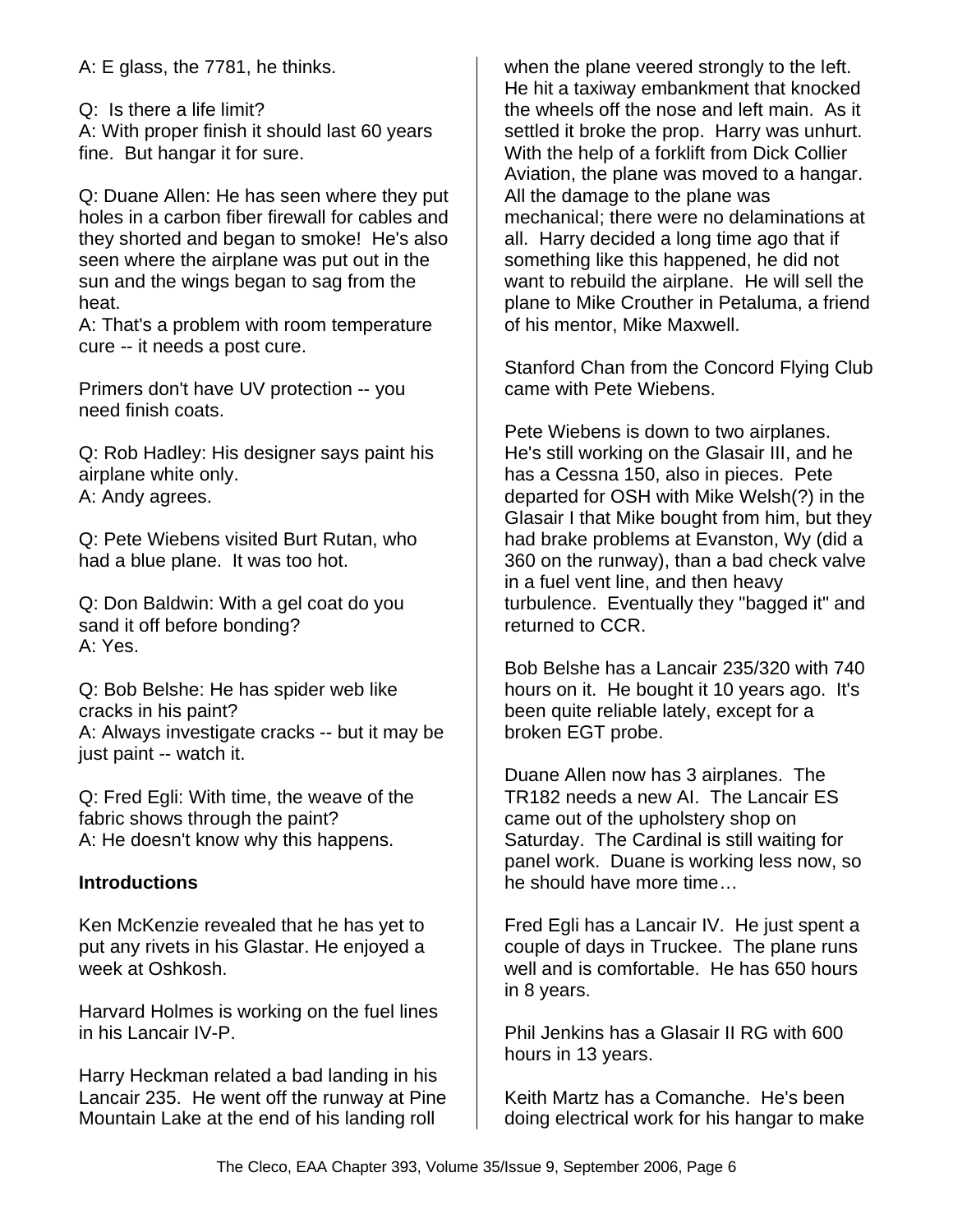A: E glass, the 7781, he thinks.

Q: Is there a life limit?
A: With proper finish it should last 60 years fine. But hangar it for sure.

Q: Duane Allen: He has seen where they put holes in a carbon fiber firewall for cables and they shorted and began to smoke! He's also seen where the airplane was put out in the sun and the wings began to sag from the heat.
A: That's a problem with room temperature cure -- it needs a post cure.

Primers don't have UV protection -- you need finish coats.

Q: Rob Hadley: His designer says paint his airplane white only.
A: Andy agrees.

Q: Pete Wiebens visited Burt Rutan, who had a blue plane. It was too hot.

Q: Don Baldwin: With a gel coat do you sand it off before bonding?
A: Yes.

Q: Bob Belshe: He has spider web like cracks in his paint?
A: Always investigate cracks -- but it may be just paint -- watch it.

Q: Fred Egli: With time, the weave of the fabric shows through the paint?
A: He doesn't know why this happens.

**Introductions**

Ken McKenzie revealed that he has yet to put any rivets in his Glastar. He enjoyed a week at Oshkosh.

Harvard Holmes is working on the fuel lines in his Lancair IV-P.

Harry Heckman related a bad landing in his Lancair 235. He went off the runway at Pine Mountain Lake at the end of his landing roll when the plane veered strongly to the left. He hit a taxiway embankment that knocked the wheels off the nose and left main. As it settled it broke the prop. Harry was unhurt. With the help of a forklift from Dick Collier Aviation, the plane was moved to a hangar. All the damage to the plane was mechanical; there were no delaminations at all. Harry decided a long time ago that if something like this happened, he did not want to rebuild the airplane. He will sell the plane to Mike Crouther in Petaluma, a friend of his mentor, Mike Maxwell.

Stanford Chan from the Concord Flying Club came with Pete Wiebens.

Pete Wiebens is down to two airplanes. He's still working on the Glasair III, and he has a Cessna 150, also in pieces. Pete departed for OSH with Mike Welsh(?) in the Glasair I that Mike bought from him, but they had brake problems at Evanston, Wy (did a 360 on the runway), than a bad check valve in a fuel vent line, and then heavy turbulence. Eventually they "bagged it" and returned to CCR.

Bob Belshe has a Lancair 235/320 with 740 hours on it. He bought it 10 years ago. It's been quite reliable lately, except for a broken EGT probe.

Duane Allen now has 3 airplanes. The TR182 needs a new AI. The Lancair ES came out of the upholstery shop on Saturday. The Cardinal is still waiting for panel work. Duane is working less now, so he should have more time…

Fred Egli has a Lancair IV. He just spent a couple of days in Truckee. The plane runs well and is comfortable. He has 650 hours in 8 years.

Phil Jenkins has a Glasair II RG with 600 hours in 13 years.

Keith Martz has a Comanche. He's been doing electrical work for his hangar to make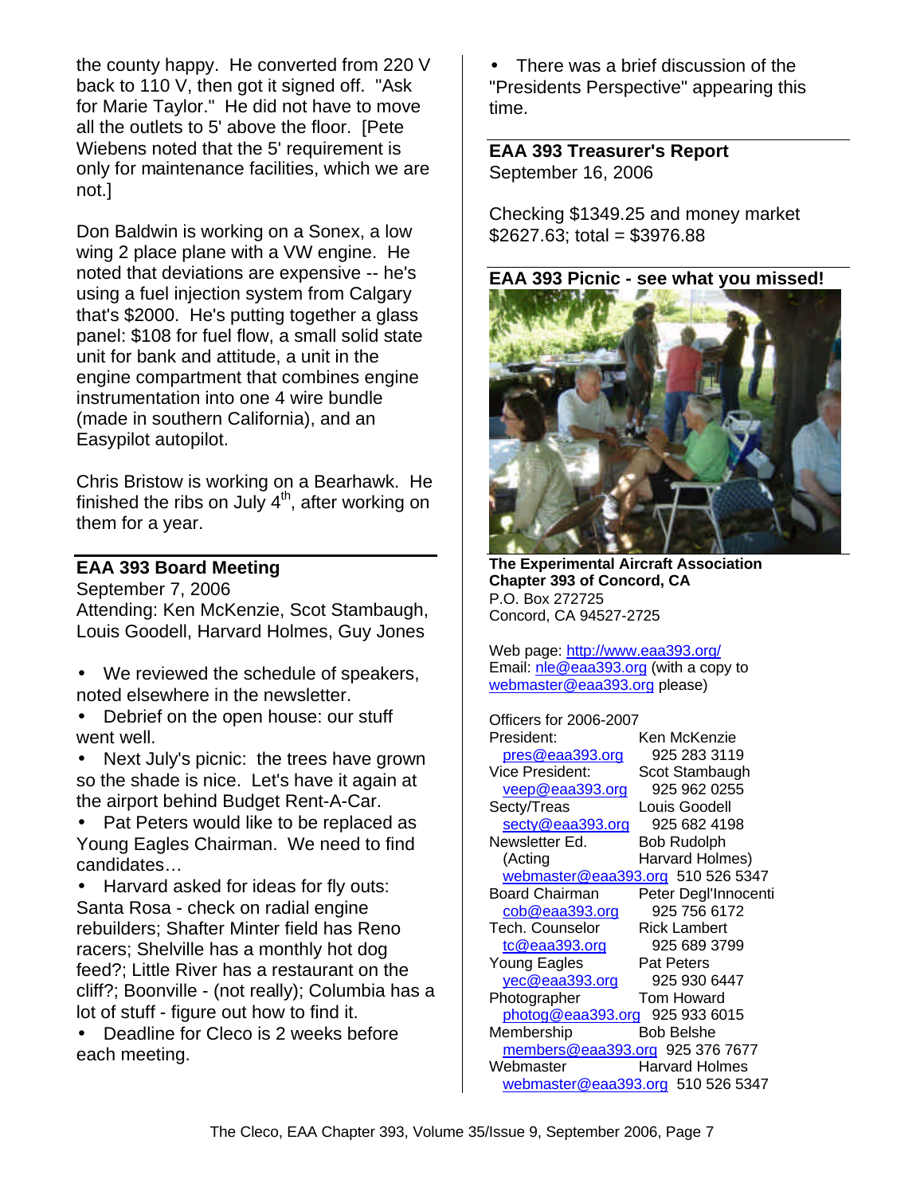the county happy. He converted from 220 V back to 110 V, then got it signed off. "Ask for Marie Taylor." He did not have to move all the outlets to 5' above the floor. [Pete Wiebens noted that the 5' requirement is only for maintenance facilities, which we are not.]

Don Baldwin is working on a Sonex, a low wing 2 place plane with a VW engine. He noted that deviations are expensive -- he's using a fuel injection system from Calgary that's $2000. He's putting together a glass panel: $108 for fuel flow, a small solid state unit for bank and attitude, a unit in the engine compartment that combines engine instrumentation into one 4 wire bundle (made in southern California), and an Easypilot autopilot.

Chris Bristow is working on a Bearhawk. He finished the ribs on July 4th, after working on them for a year.

## EAA 393 Board Meeting

September 7, 2006

Attending: Ken McKenzie, Scot Stambaugh, Louis Goodell, Harvard Holmes, Guy Jones

- We reviewed the schedule of speakers, noted elsewhere in the newsletter.
- Debrief on the open house: our stuff went well.
- Next July's picnic: the trees have grown so the shade is nice. Let's have it again at the airport behind Budget Rent-A-Car.
- Pat Peters would like to be replaced as Young Eagles Chairman. We need to find candidates…
- Harvard asked for ideas for fly outs: Santa Rosa - check on radial engine rebuilders; Shafter Minter field has Reno racers; Shelville has a monthly hot dog feed?; Little River has a restaurant on the cliff?; Boonville - (not really); Columbia has a lot of stuff - figure out how to find it.
- Deadline for Cleco is 2 weeks before each meeting.
- There was a brief discussion of the "Presidents Perspective" appearing this time.

## EAA 393 Treasurer's Report

September 16, 2006

Checking $1349.25 and money market $2627.63; total = $3976.88

## EAA 393 Picnic - see what you missed!

**The Experimental Aircraft Association Chapter 393 of Concord, CA**
P.O. Box 272725
Concord, CA 94527-2725

Web page: http://www.eaa393.org/
Email: nle@eaa393.org (with a copy to webmaster@eaa393.org please)

Officers for 2006-2007

| | | |
|---|---|---|
| President: | Ken McKenzie | |
| pres@eaa393.org | 925 283 3119 | |
| Vice President: | Scot Stambaugh | |
| veep@eaa393.org | 925 962 0255 | |
| Secty/Treas | Louis Goodell | |
| secty@eaa393.org | 925 682 4198 | |
| Newsletter Ed. | Bob Rudolph | |
| (Acting | Harvard Holmes) | |
| webmaster@eaa393.org | 510 526 5347 | |
| Board Chairman | Peter Degl'Innocenti | |
| cob@eaa393.org | 925 756 6172 | |
| Tech. Counselor | Rick Lambert | |
| tc@eaa393.org | 925 689 3799 | |
| Young Eagles | Pat Peters | |
| yec@eaa393.org | 925 930 6447 | |
| Photographer | Tom Howard | |
| photog@eaa393.org | 925 933 6015 | |
| Membership | Bob Belshe | |
| members@eaa393.org | 925 376 7677 | |
| Webmaster | Harvard Holmes | |
| webmaster@eaa393.org | 510 526 5347 | |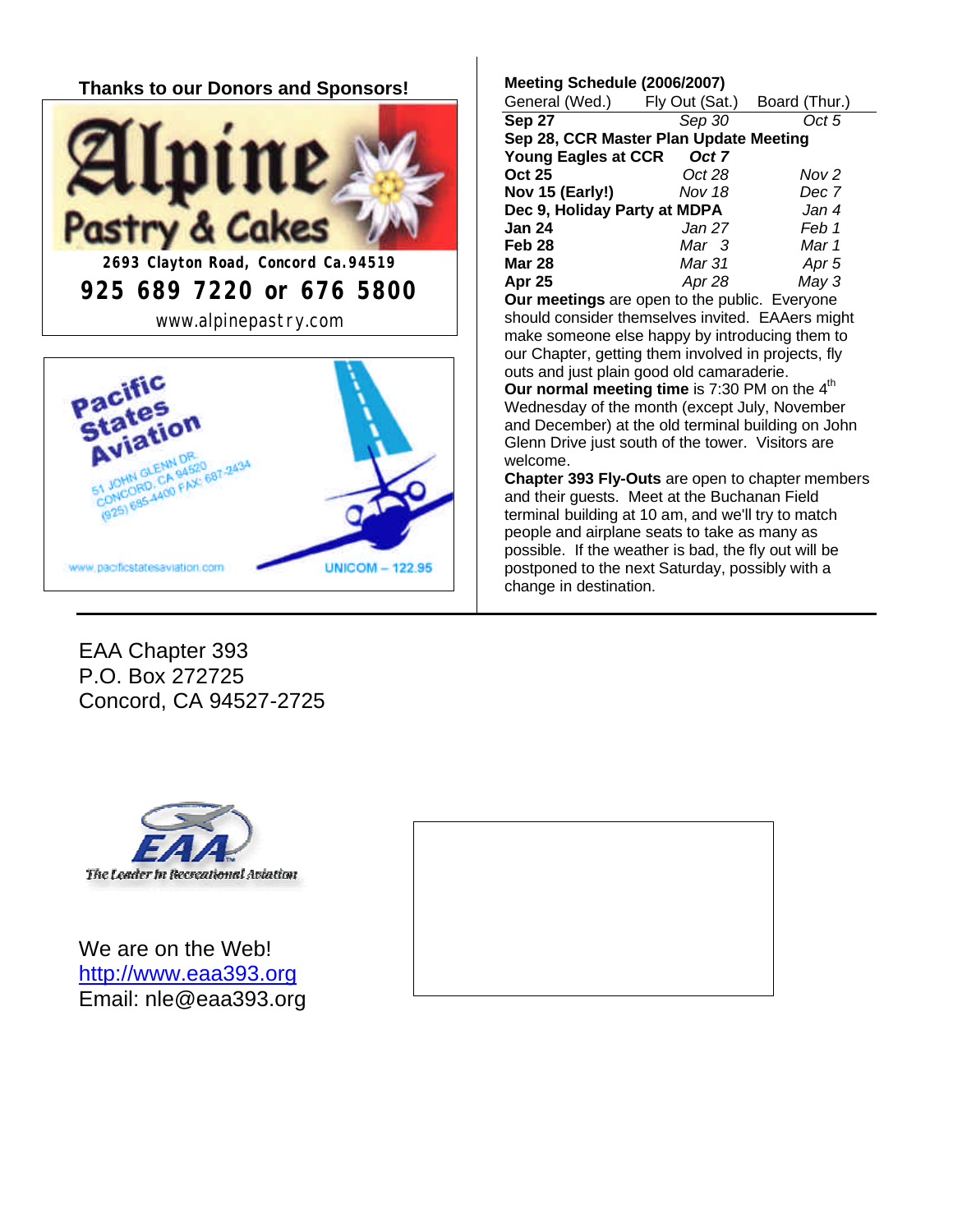## Thanks to our Donors and Sponsors!

Alpine Pastry & Cakes

2693 Clayton Road, Concord Ca.94519

925 689 7220 or 676 5800

www.alpinepastry.com

Pacific States Aviation

51 JOHN GLENN DR.
CONCORD, CA 94520
(925) 685-4400 FAX: 687-2434

www.pacificstatesaviation.com

UNICOM – 122.95

**Meeting Schedule (2006/2007)**

| General (Wed.) | Fly Out (Sat.) | Board (Thur.) |
|---|---|---|
| **Sep 27** | *Sep 30* | *Oct 5* |
| **Sep 28, CCR Master Plan Update Meeting** | | |
| **Young Eagles at CCR** | ***Oct 7*** | |
| **Oct 25** | *Oct 28* | *Nov 2* |
| **Nov 15 (Early!)** | *Nov 18* | *Dec 7* |
| **Dec 9, Holiday Party at MDPA** | | *Jan 4* |
| **Jan 24** | *Jan 27* | *Feb 1* |
| **Feb 28** | *Mar 3* | *Mar 1* |
| **Mar 28** | *Mar 31* | *Apr 5* |
| **Apr 25** | *Apr 28* | *May 3* |

**Our meetings** are open to the public. Everyone should consider themselves invited. EAAers might make someone else happy by introducing them to our Chapter, getting them involved in projects, fly outs and just plain good old camaraderie.

**Our normal meeting time** is 7:30 PM on the 4th Wednesday of the month (except July, November and December) at the old terminal building on John Glenn Drive just south of the tower. Visitors are welcome.

**Chapter 393 Fly-Outs** are open to chapter members and their guests. Meet at the Buchanan Field terminal building at 10 am, and we'll try to match people and airplane seats to take as many as possible. If the weather is bad, the fly out will be postponed to the next Saturday, possibly with a change in destination.

EAA Chapter 393
P.O. Box 272725
Concord, CA 94527-2725

EAA
The Leader In Recreational Aviation

We are on the Web!
http://www.eaa393.org
Email: nle@eaa393.org